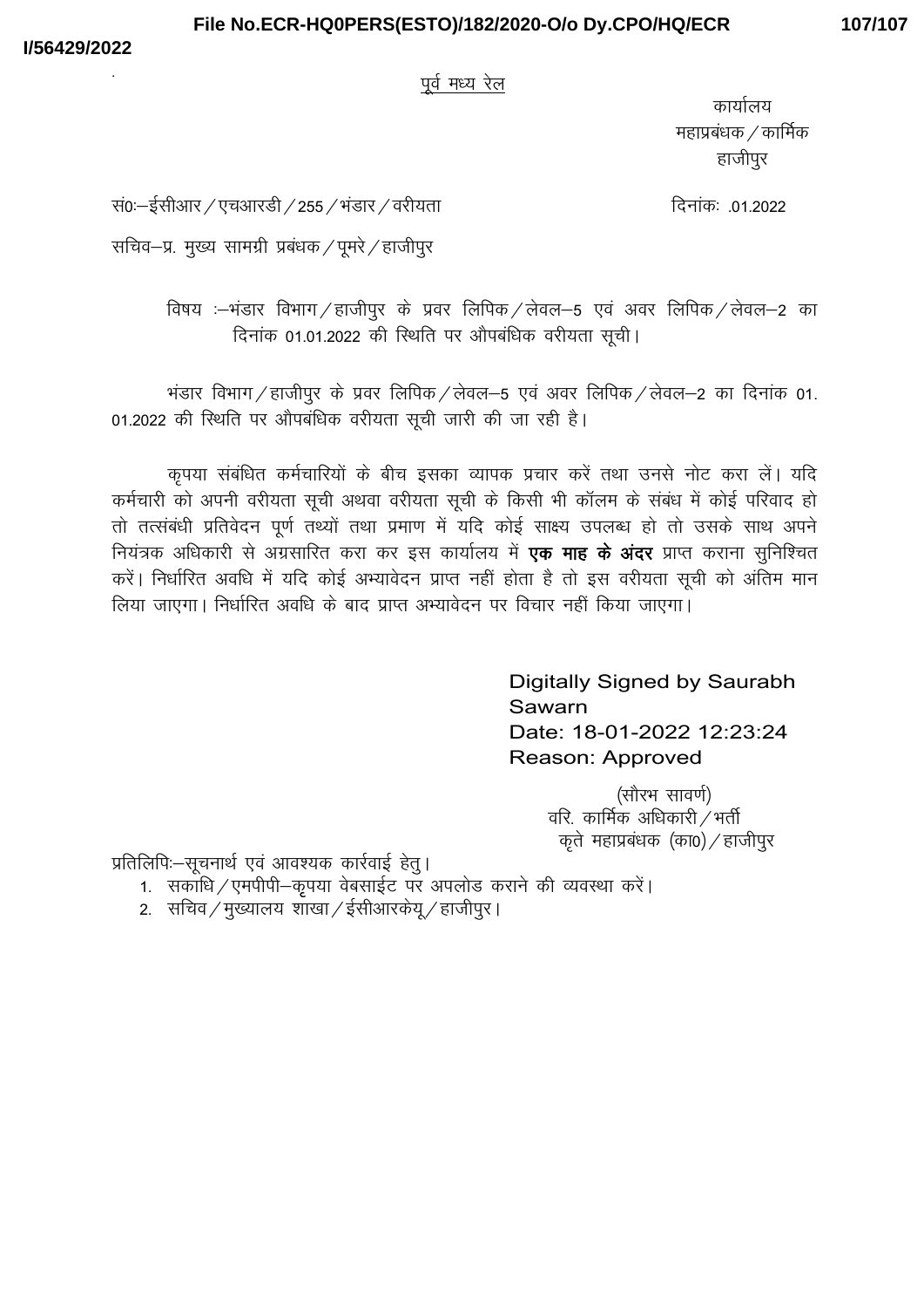पूर्व मध्य रेल

कार्यालय
महाप्रबंधक/कार्मिक
हाजीपुर

सं0:–ईसीआर/एचआरडी/255/भंडार/वरीयता  दिनांकः .01.2022

सचिव–प्र. मुख्य सामग्री प्रबंधक/पूमरे/हाजीपुर

विषय :–भंडार विभाग/हाजीपुर के प्रवर लिपिक/लेवल–5 एवं अवर लिपिक/लेवल–2 का दिनांक 01.01.2022 की स्थिति पर औपबंधिक वरीयता सूची।

भंडार विभाग/हाजीपुर के प्रवर लिपिक/लेवल–5 एवं अवर लिपिक/लेवल–2 का दिनांक 01.01.2022 की स्थिति पर औपबंधिक वरीयता सूची जारी की जा रही है।

कृपया संबंधित कर्मचारियों के बीच इसका व्यापक प्रचार करें तथा उनसे नोट करा लें। यदि कर्मचारी को अपनी वरीयता सूची अथवा वरीयता सूची के किसी भी कॉलम के संबंध में कोई परिवाद हो तो तत्संबंधी प्रतिवेदन पूर्ण तथ्यों तथा प्रमाण में यदि कोई साक्ष्य उपलब्ध हो तो उसके साथ अपने नियंत्रक अधिकारी से अग्रसारित करा कर इस कार्यालय में **एक माह के अंदर** प्राप्त कराना सुनिश्चित करें। निर्धारित अवधि में यदि कोई अभ्यावेदन प्राप्त नहीं होता है तो इस वरीयता सूची को अंतिम मान लिया जाएगा। निर्धारित अवधि के बाद प्राप्त अभ्यावेदन पर विचार नहीं किया जाएगा।

Digitally Signed by Saurabh Sawarn
Date: 18-01-2022 12:23:24
Reason: Approved

(सौरभ सावर्ण)
वरि. कार्मिक अधिकारी/भर्ती
कृते महाप्रबंधक (का0)/हाजीपुर

प्रतिलिपिः–सूचनार्थ एवं आवश्यक कार्रवाई हेतु।

1. सकाधि/एमपीपी–कृपया वेबसाईट पर अपलोड कराने की व्यवस्था करें।
2. सचिव/मुख्यालय शाखा/ईसीआरकेयू/हाजीपुर।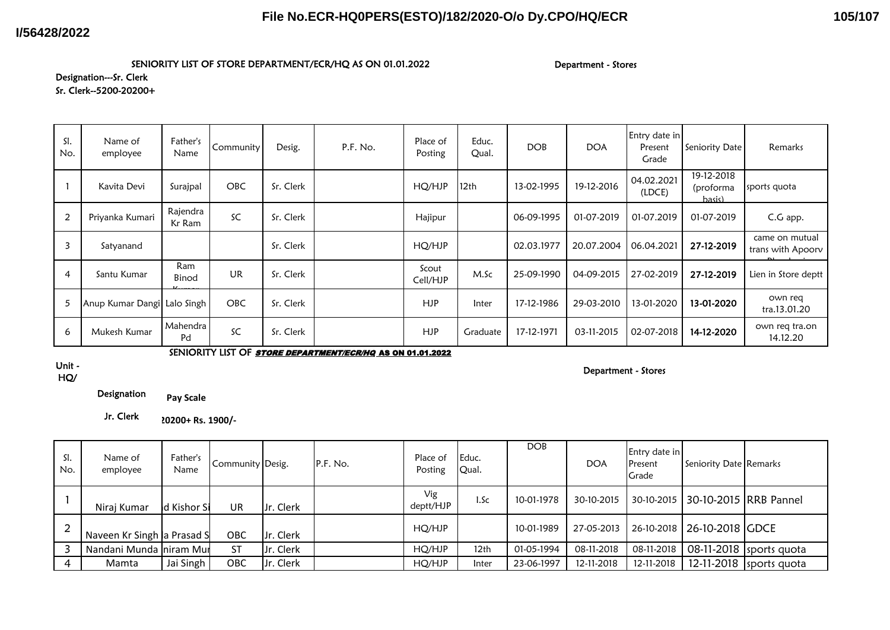SENIORITY LIST OF STORE DEPARTMENT/ECR/HQ AS ON 01.01.2022

Department - Stores

Designation---Sr. Clerk

Sr. Clerk--5200-20200+

| Sl. No. | Name of employee | Father's Name | Community | Desig. | P.F. No. | Place of Posting | Educ. Qual. | DOB | DOA | Entry date in Present Grade | Seniority Date | Remarks |
|---|---|---|---|---|---|---|---|---|---|---|---|---|
| 1 | Kavita Devi | Surajpal | OBC | Sr. Clerk | | HQ/HJP | 12th | 13-02-1995 | 19-12-2016 | 04.02.2021 (LDCE) | 19-12-2018 (proforma basis) | sports quota |
| 2 | Priyanka Kumari | Rajendra Kr Ram | SC | Sr. Clerk | | Hajipur | | 06-09-1995 | 01-07-2019 | 01.07.2019 | 01-07-2019 | C.G app. |
| 3 | Satyanand | | | Sr. Clerk | | HQ/HJP | | 02.03.1977 | 20.07.2004 | 06.04.2021 | **27-12-2019** | came on mutual trans with Apoorv |
| 4 | Santu Kumar | Ram Binod | UR | Sr. Clerk | | Scout Cell/HJP | M.Sc | 25-09-1990 | 04-09-2015 | 27-02-2019 | **27-12-2019** | Lien in Store deptt |
| 5 | Anup Kumar Dangi | Lalo Singh | OBC | Sr. Clerk | | HJP | Inter | 17-12-1986 | 29-03-2010 | 13-01-2020 | **13-01-2020** | own req tra.13.01.20 |
| 6 | Mukesh Kumar | Mahendra Pd | SC | Sr. Clerk | | HJP | Graduate | 17-12-1971 | 03-11-2015 | 02-07-2018 | **14-12-2020** | own req tra.on 14.12.20 |

SENIORITY LIST OF ***STORE DEPARTMENT/ECR/HQ* AS ON 01.01.2022**

Unit - HQ/

Department - Stores

**Designation** **Pay Scale**

**Jr. Clerk** **20200+ Rs. 1900/-**

| Sl. No. | Name of employee | Father's Name | Community | Desig. | P.F. No. | Place of Posting | Educ. Qual. | DOB | DOA | Entry date in Present Grade | Seniority Date | Remarks |
|---|---|---|---|---|---|---|---|---|---|---|---|---|
| 1 | Niraj Kumar | d Kishor Si | UR | Jr. Clerk | | Vig deptt/HJP | I.Sc | 10-01-1978 | 30-10-2015 | 30-10-2015 | 30-10-2015 | RRB Pannel |
| 2 | Naveen Kr Singh | a Prasad S | OBC | Jr. Clerk | | HQ/HJP | | 10-01-1989 | 27-05-2013 | 26-10-2018 | 26-10-2018 | GDCE |
| 3 | Nandani Munda | niram Mu | ST | Jr. Clerk | | HQ/HJP | 12th | 01-05-1994 | 08-11-2018 | 08-11-2018 | 08-11-2018 | sports quota |
| 4 | Mamta | Jai Singh | OBC | Jr. Clerk | | HQ/HJP | Inter | 23-06-1997 | 12-11-2018 | 12-11-2018 | 12-11-2018 | sports quota |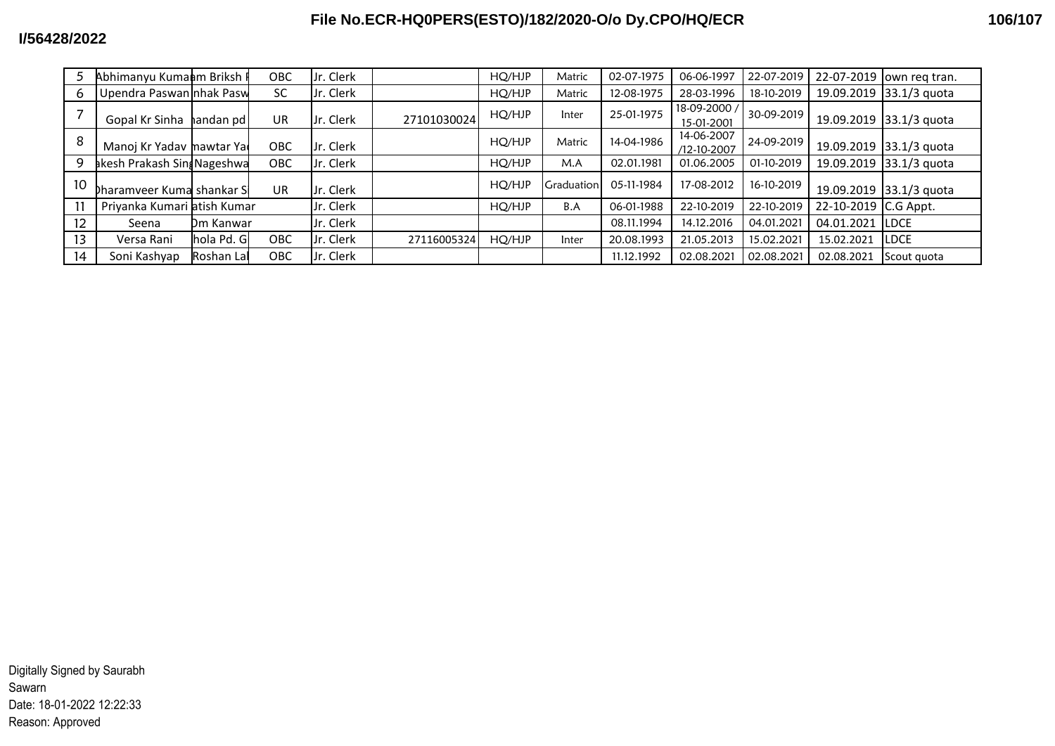I/56428/2022

| | | | | | | | | | | | | |
|---|---|---|---|---|---|---|---|---|---|---|---|---|
| 5 | Abhimanyu Kuma | am Briksh F | OBC | Jr. Clerk | | HQ/HJP | Matric | 02-07-1975 | 06-06-1997 | 22-07-2019 | 22-07-2019 | own req tran. |
| 6 | Upendra Paswan | nhak Pasw | SC | Jr. Clerk | | HQ/HJP | Matric | 12-08-1975 | 28-03-1996 | 18-10-2019 | 19.09.2019 | 33.1/3 quota |
| 7 | Gopal Kr Sinha | handan pd | UR | Jr. Clerk | 27101030024 | HQ/HJP | Inter | 25-01-1975 | 18-09-2000 / 15-01-2001 | 30-09-2019 | 19.09.2019 | 33.1/3 quota |
| 8 | Manoj Kr Yadav | nawtar Yad | OBC | Jr. Clerk | | HQ/HJP | Matric | 14-04-1986 | 14-06-2007 /12-10-2007 | 24-09-2019 | 19.09.2019 | 33.1/3 quota |
| 9 | akesh Prakash Sing | Nageshwa | OBC | Jr. Clerk | | HQ/HJP | M.A | 02.01.1981 | 01.06.2005 | 01-10-2019 | 19.09.2019 | 33.1/3 quota |
| 10 | Dharamveer Kuma | shankar S | UR | Jr. Clerk | | HQ/HJP | Graduation | 05-11-1984 | 17-08-2012 | 16-10-2019 | 19.09.2019 | 33.1/3 quota |
| 11 | Priyanka Kumari | atish Kumar | | Jr. Clerk | | HQ/HJP | B.A | 06-01-1988 | 22-10-2019 | 22-10-2019 | 22-10-2019 | C.G Appt. |
| 12 | Seena | Om Kanwar | | Jr. Clerk | | | | 08.11.1994 | 14.12.2016 | 04.01.2021 | 04.01.2021 | LDCE |
| 13 | Versa Rani | hola Pd. G | OBC | Jr. Clerk | 27116005324 | HQ/HJP | Inter | 20.08.1993 | 21.05.2013 | 15.02.2021 | 15.02.2021 | LDCE |
| 14 | Soni Kashyap | Roshan Lal | OBC | Jr. Clerk | | | | 11.12.1992 | 02.08.2021 | 02.08.2021 | 02.08.2021 | Scout quota |

Digitally Signed by Saurabh Sawarn
Date: 18-01-2022 12:22:33
Reason: Approved